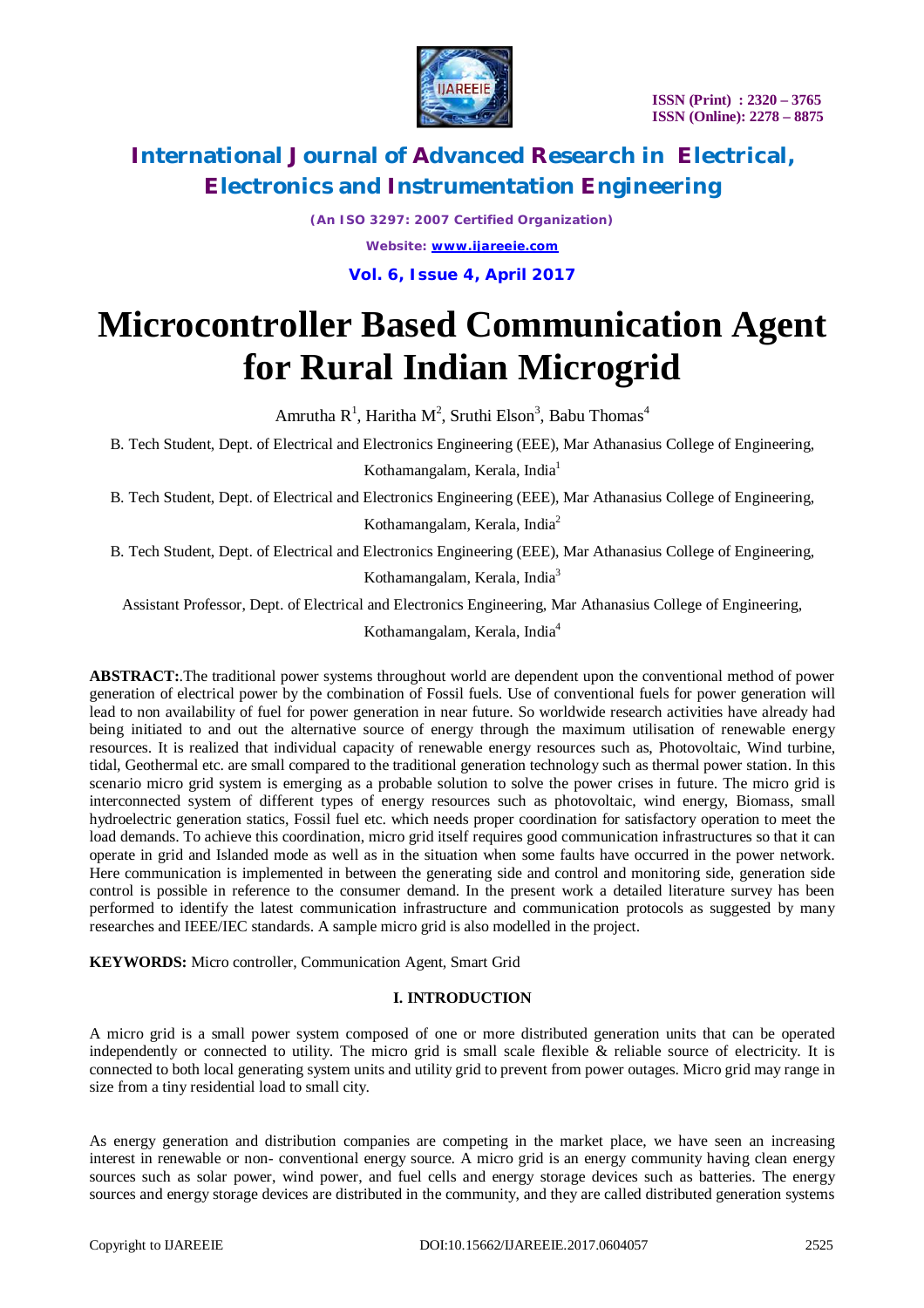# Microcontroller Based Communication Agent for Rural Indian Microgrid

Amrutha R[1], Haritha M[2], Sruthi Elson[3], Babu Thomas[4]

B. Tech Student, Dept. of Electrical and Electronics Engineering (EEE), Mar Athanasius College of Engineering, Kothamangalam, Kerala, India[1]

B. Tech Student, Dept. of Electrical and Electronics Engineering (EEE), Mar Athanasius College of Engineering, Kothamangalam, Kerala, India[2]

B. Tech Student, Dept. of Electrical and Electronics Engineering (EEE), Mar Athanasius College of Engineering, Kothamangalam, Kerala, India[3]

Assistant Professor, Dept. of Electrical and Electronics Engineering, Mar Athanasius College of Engineering, Kothamangalam, Kerala, India[4]

**ABSTRACT:**.The traditional power systems throughout world are dependent upon the conventional method of power generation of electrical power by the combination of Fossil fuels. Use of conventional fuels for power generation will lead to non availability of fuel for power generation in near future. So worldwide research activities have already had being initiated to and out the alternative source of energy through the maximum utilisation of renewable energy resources. It is realized that individual capacity of renewable energy resources such as, Photovoltaic, Wind turbine, tidal, Geothermal etc. are small compared to the traditional generation technology such as thermal power station. In this scenario micro grid system is emerging as a probable solution to solve the power crises in future. The micro grid is interconnected system of different types of energy resources such as photovoltaic, wind energy, Biomass, small hydroelectric generation statics, Fossil fuel etc. which needs proper coordination for satisfactory operation to meet the load demands. To achieve this coordination, micro grid itself requires good communication infrastructures so that it can operate in grid and Islanded mode as well as in the situation when some faults have occurred in the power network. Here communication is implemented in between the generating side and control and monitoring side, generation side control is possible in reference to the consumer demand. In the present work a detailed literature survey has been performed to identify the latest communication infrastructure and communication protocols as suggested by many researches and IEEE/IEC standards. A sample micro grid is also modelled in the project.

**KEYWORDS:** Micro controller, Communication Agent, Smart Grid

## I. INTRODUCTION

A micro grid is a small power system composed of one or more distributed generation units that can be operated independently or connected to utility. The micro grid is small scale flexible & reliable source of electricity. It is connected to both local generating system units and utility grid to prevent from power outages. Micro grid may range in size from a tiny residential load to small city.

As energy generation and distribution companies are competing in the market place, we have seen an increasing interest in renewable or non- conventional energy source. A micro grid is an energy community having clean energy sources such as solar power, wind power, and fuel cells and energy storage devices such as batteries. The energy sources and energy storage devices are distributed in the community, and they are called distributed generation systems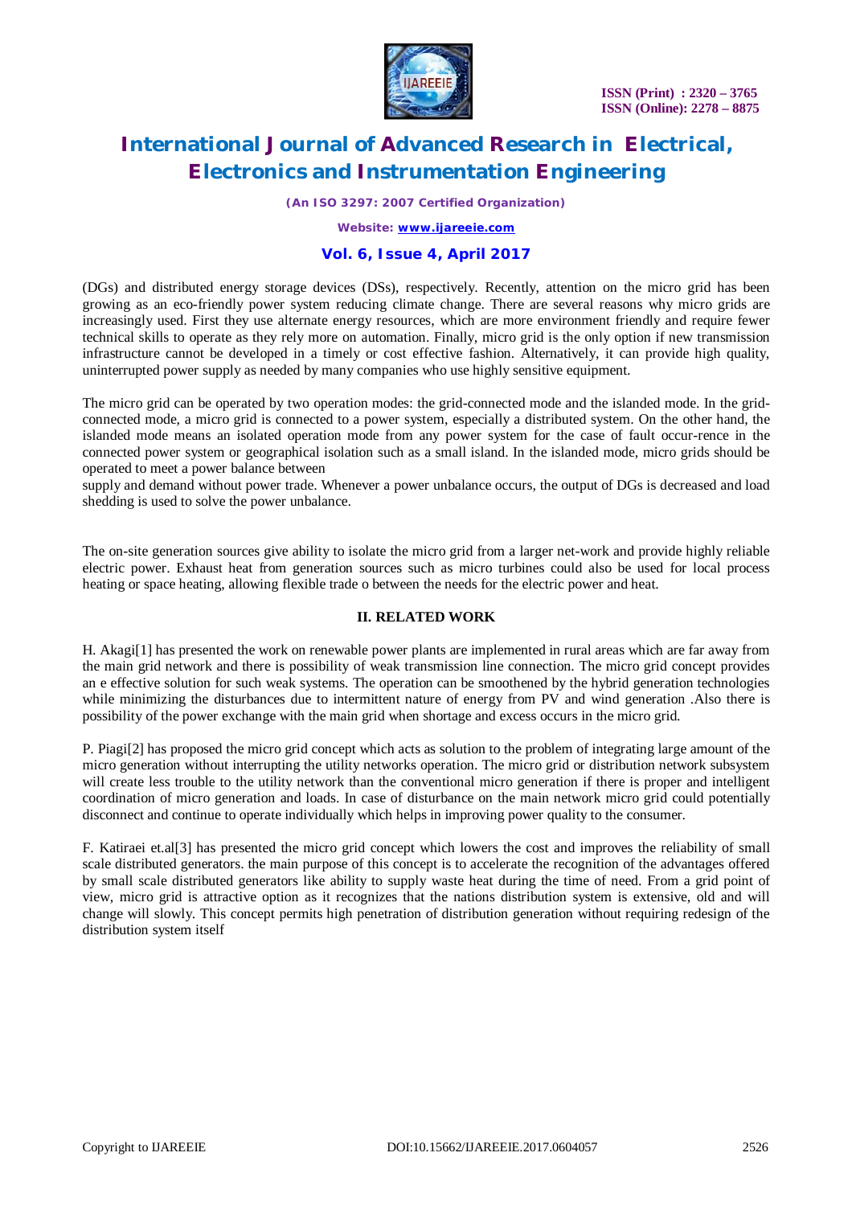(DGs) and distributed energy storage devices (DSs), respectively. Recently, attention on the micro grid has been growing as an eco-friendly power system reducing climate change. There are several reasons why micro grids are increasingly used. First they use alternate energy resources, which are more environment friendly and require fewer technical skills to operate as they rely more on automation. Finally, micro grid is the only option if new transmission infrastructure cannot be developed in a timely or cost effective fashion. Alternatively, it can provide high quality, uninterrupted power supply as needed by many companies who use highly sensitive equipment.

The micro grid can be operated by two operation modes: the grid-connected mode and the islanded mode. In the grid-connected mode, a micro grid is connected to a power system, especially a distributed system. On the other hand, the islanded mode means an isolated operation mode from any power system for the case of fault occur-rence in the connected power system or geographical isolation such as a small island. In the islanded mode, micro grids should be operated to meet a power balance between

supply and demand without power trade. Whenever a power unbalance occurs, the output of DGs is decreased and load shedding is used to solve the power unbalance.

The on-site generation sources give ability to isolate the micro grid from a larger net-work and provide highly reliable electric power. Exhaust heat from generation sources such as micro turbines could also be used for local process heating or space heating, allowing flexible trade o between the needs for the electric power and heat.

## II. RELATED WORK

H. Akagi[1] has presented the work on renewable power plants are implemented in rural areas which are far away from the main grid network and there is possibility of weak transmission line connection. The micro grid concept provides an e effective solution for such weak systems. The operation can be smoothened by the hybrid generation technologies while minimizing the disturbances due to intermittent nature of energy from PV and wind generation .Also there is possibility of the power exchange with the main grid when shortage and excess occurs in the micro grid.

P. Piagi[2] has proposed the micro grid concept which acts as solution to the problem of integrating large amount of the micro generation without interrupting the utility networks operation. The micro grid or distribution network subsystem will create less trouble to the utility network than the conventional micro generation if there is proper and intelligent coordination of micro generation and loads. In case of disturbance on the main network micro grid could potentially disconnect and continue to operate individually which helps in improving power quality to the consumer.

F. Katiraei et.al[3] has presented the micro grid concept which lowers the cost and improves the reliability of small scale distributed generators. the main purpose of this concept is to accelerate the recognition of the advantages offered by small scale distributed generators like ability to supply waste heat during the time of need. From a grid point of view, micro grid is attractive option as it recognizes that the nations distribution system is extensive, old and will change will slowly. This concept permits high penetration of distribution generation without requiring redesign of the distribution system itself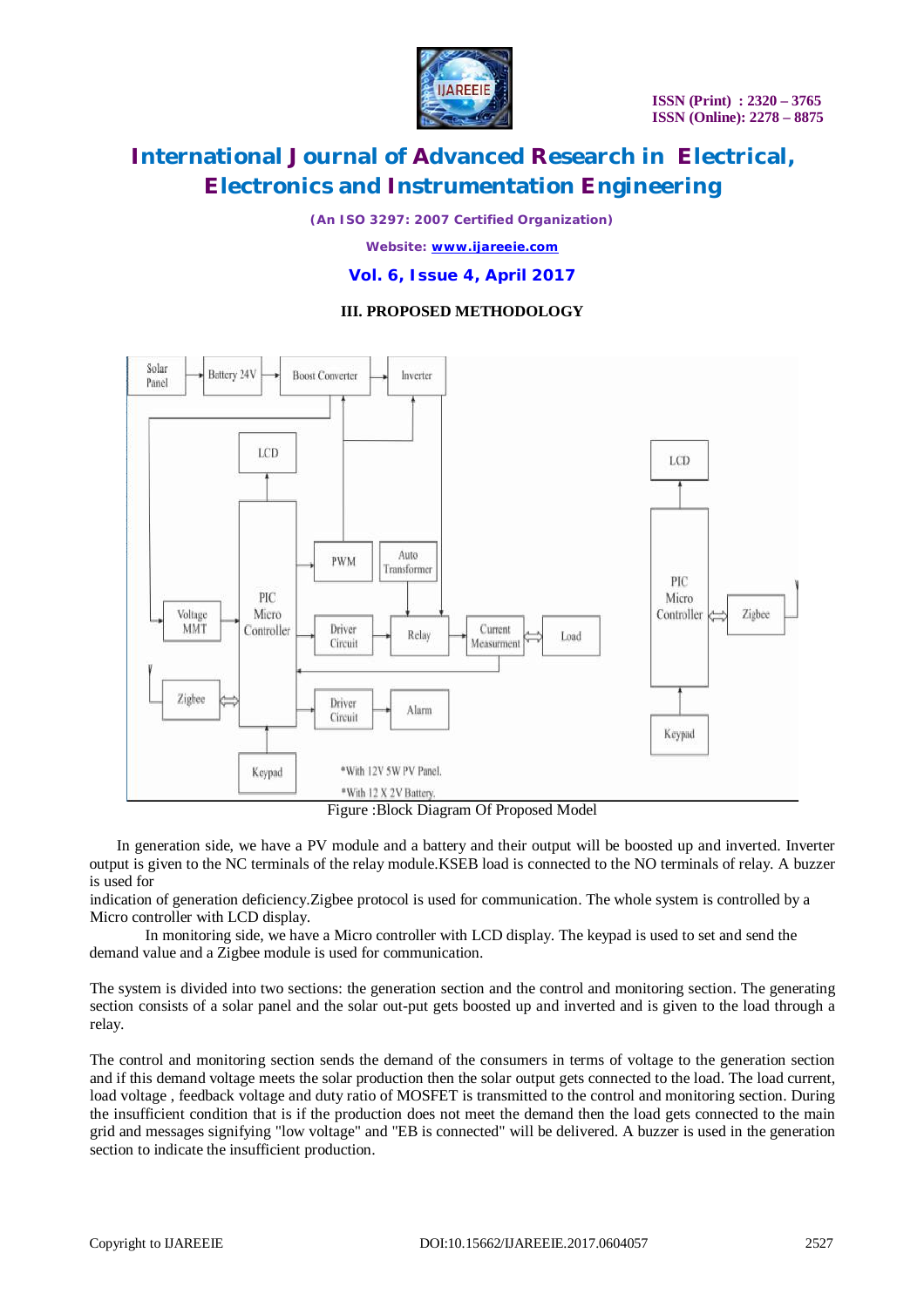### III. PROPOSED METHODOLOGY

Figure :Block Diagram Of Proposed Model

In generation side, we have a PV module and a battery and their output will be boosted up and inverted. Inverter output is given to the NC terminals of the relay module.KSEB load is connected to the NO terminals of relay. A buzzer is used for

indication of generation deficiency.Zigbee protocol is used for communication. The whole system is controlled by a Micro controller with LCD display.

In monitoring side, we have a Micro controller with LCD display. The keypad is used to set and send the demand value and a Zigbee module is used for communication.

The system is divided into two sections: the generation section and the control and monitoring section. The generating section consists of a solar panel and the solar out-put gets boosted up and inverted and is given to the load through a relay.

The control and monitoring section sends the demand of the consumers in terms of voltage to the generation section and if this demand voltage meets the solar production then the solar output gets connected to the load. The load current, load voltage , feedback voltage and duty ratio of MOSFET is transmitted to the control and monitoring section. During the insufficient condition that is if the production does not meet the demand then the load gets connected to the main grid and messages signifying "low voltage" and "EB is connected" will be delivered. A buzzer is used in the generation section to indicate the insufficient production.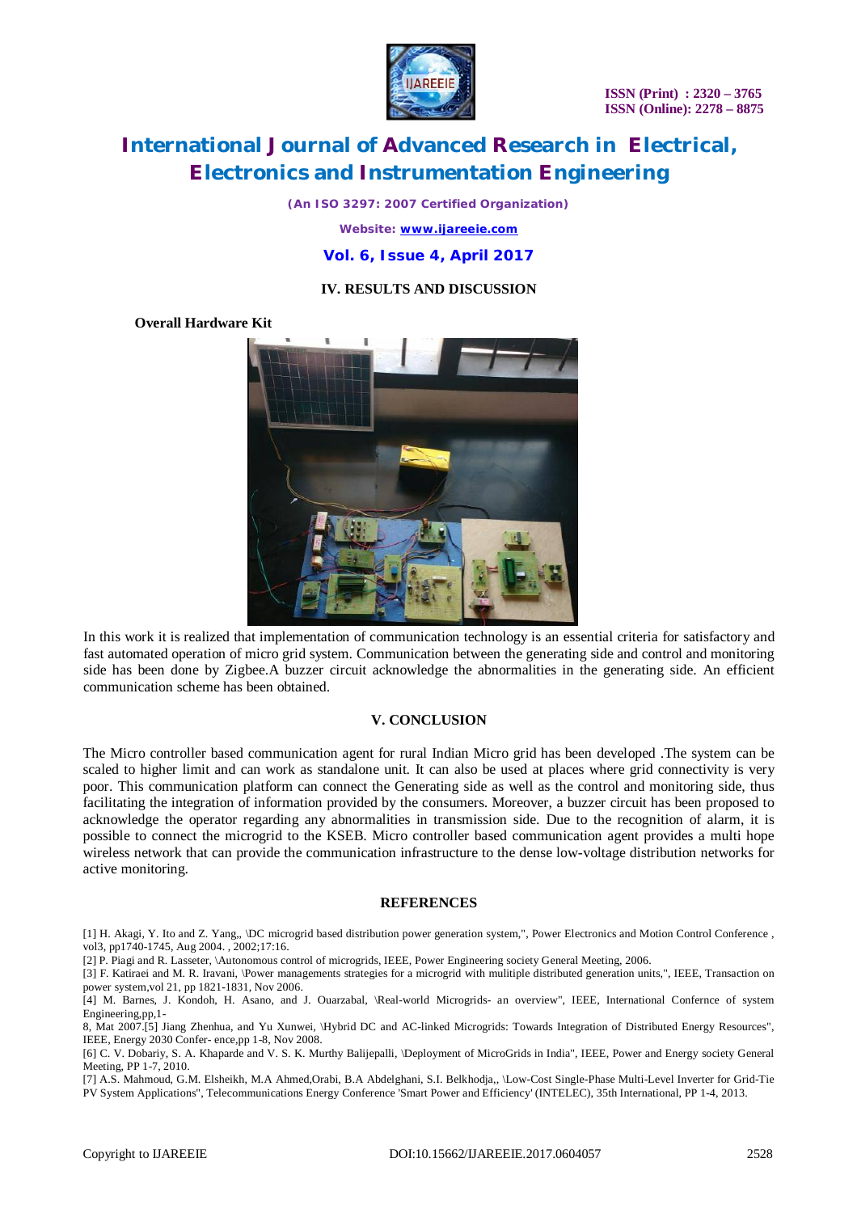## IV. RESULTS AND DISCUSSION

**Overall Hardware Kit**

In this work it is realized that implementation of communication technology is an essential criteria for satisfactory and fast automated operation of micro grid system. Communication between the generating side and control and monitoring side has been done by Zigbee.A buzzer circuit acknowledge the abnormalities in the generating side. An efficient communication scheme has been obtained.

## V. CONCLUSION

The Micro controller based communication agent for rural Indian Micro grid has been developed .The system can be scaled to higher limit and can work as standalone unit. It can also be used at places where grid connectivity is very poor. This communication platform can connect the Generating side as well as the control and monitoring side, thus facilitating the integration of information provided by the consumers. Moreover, a buzzer circuit has been proposed to acknowledge the operator regarding any abnormalities in transmission side. Due to the recognition of alarm, it is possible to connect the microgrid to the KSEB. Micro controller based communication agent provides a multi hope wireless network that can provide the communication infrastructure to the dense low-voltage distribution networks for active monitoring.

## REFERENCES

[1] H. Akagi, Y. Ito and Z. Yang,, \DC microgrid based distribution power generation system,", Power Electronics and Motion Control Conference , vol3, pp1740-1745, Aug 2004. , 2002;17:16.

[2] P. Piagi and R. Lasseter, \Autonomous control of microgrids, IEEE, Power Engineering society General Meeting, 2006.

[3] F. Katiraei and M. R. Iravani, \Power managements strategies for a microgrid with mulitiple distributed generation units,", IEEE, Transaction on power system,vol 21, pp 1821-1831, Nov 2006.

[4] M. Barnes, J. Kondoh, H. Asano, and J. Ouarzabal, \Real-world Microgrids- an overview", IEEE, International Confernce of system Engineering,pp,1-8, Mat 2007.[5] Jiang Zhenhua, and Yu Xunwei, \Hybrid DC and AC-linked Microgrids: Towards Integration of Distributed Energy Resources", IEEE, Energy 2030 Confer- ence,pp 1-8, Nov 2008.

[6] C. V. Dobariy, S. A. Khaparde and V. S. K. Murthy Balijepalli, \Deployment of MicroGrids in India", IEEE, Power and Energy society General Meeting, PP 1-7, 2010.

[7] A.S. Mahmoud, G.M. Elsheikh, M.A Ahmed,Orabi, B.A Abdelghani, S.I. Belkhodja,, \Low-Cost Single-Phase Multi-Level Inverter for Grid-Tie PV System Applications", Telecommunications Energy Conference 'Smart Power and Efficiency' (INTELEC), 35th International, PP 1-4, 2013.